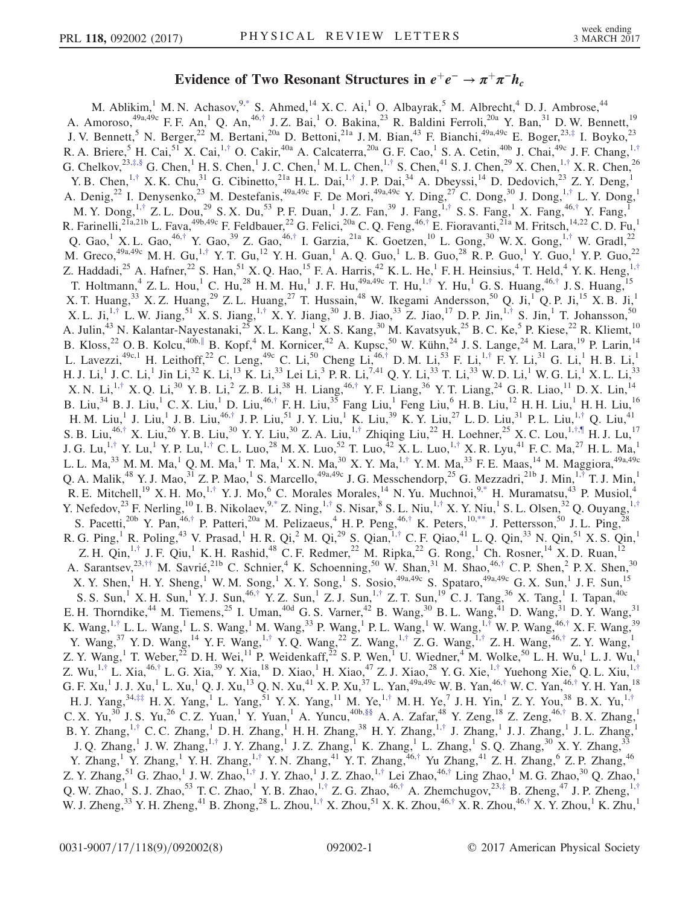# Evidence of Two Resonant Structures in $e^+e^- \to \pi^+\pi^- h_c$

M. Ablikim,[1] M. N. Achasov,[9,*] S. Ahmed,[14] X. C. Ai,[1] O. Albayrak,[5] M. Albrecht,[4] D. J. Ambrose,[44] A. Amoroso,[49a,49c] F. F. An,[1] Q. An,[46,†] J. Z. Bai,[1] O. Bakina,[23] R. Baldini Ferroli,[20a] Y. Ban,[31] D. W. Bennett,[19] J. V. Bennett,[5] N. Berger,[22] M. Bertani,[20a] D. Bettoni,[21a] J. M. Bian,[43] F. Bianchi,[49a,49c] E. Boger,[23,‡] I. Boyko,[23] R. A. Briere,[5] H. Cai,[51] X. Cai,[1,†] O. Cakir,[40a] A. Calcaterra,[20a] G. F. Cao,[1] S. A. Cetin,[40b] J. Chai,[49c] J. F. Chang,[1,†] G. Chelkov,[23,‡,§] G. Chen,[1] H. S. Chen,[1] J. C. Chen,[1] M. L. Chen,[1,†] S. Chen,[41] S. J. Chen,[29] X. Chen,[1,†] X. R. Chen,[26] Y. B. Chen,[1,†] X. K. Chu,[31] G. Cibinetto,[21a] H. L. Dai,[1,†] J. P. Dai,[34] A. Dbeyssi,[14] D. Dedovich,[23] Z. Y. Deng,[1] A. Denig,[22] I. Denysenko,[23] M. Destefanis,[49a,49c] F. De Mori,[49a,49c] Y. Ding,[27] C. Dong,[30] J. Dong,[1,†] L. Y. Dong,[1] M. Y. Dong,[1,†] Z. L. Dou,[29] S. X. Du,[53] P. F. Duan,[1] J. Z. Fan,[39] J. Fang,[1,†] S. S. Fang,[1] X. Fang,[46,†] Y. Fang,[1] R. Farinelli,[21a,21b] L. Fava,[49b,49c] F. Feldbauer,[22] G. Felici,[20a] C. Q. Feng,[46,†] E. Fioravanti,[21a] M. Fritsch,[14,22] C. D. Fu,[1] Q. Gao,[1] X. L. Gao,[46,†] Y. Gao,[39] Z. Gao,[46,†] I. Garzia,[21a] K. Goetzen,[10] L. Gong,[30] W. X. Gong,[1,†] W. Gradl,[22] M. Greco,[49a,49c] M. H. Gu,[1,†] Y. T. Gu,[12] Y. H. Guan,[1] A. Q. Guo,[1] L. B. Guo,[28] R. P. Guo,[1] Y. Guo,[1] Y. P. Guo,[22] Z. Haddadi,[25] A. Hafner,[22] S. Han,[51] X. Q. Hao,[15] F. A. Harris,[42] K. L. He,[1] F. H. Heinsius,[4] T. Held,[4] Y. K. Heng,[1,†] T. Holtmann,[4] Z. L. Hou,[1] C. Hu,[28] H. M. Hu,[1] J. F. Hu,[49a,49c] T. Hu,[1,†] Y. Hu,[1] G. S. Huang,[46,†] J. S. Huang,[15] X. T. Huang,[33] X. Z. Huang,[29] Z. L. Huang,[27] T. Hussain,[48] W. Ikegami Andersson,[50] Q. Ji,[1] Q. P. Ji,[15] X. B. Ji,[1] X. L. Ji,[1,†] L. W. Jiang,[51] X. S. Jiang,[1,†] X. Y. Jiang,[30] J. B. Jiao,[33] Z. Jiao,[17] D. P. Jin,[1,†] S. Jin,[1] T. Johansson,[50] A. Julin,[43] N. Kalantar-Nayestanaki,[25] X. L. Kang,[1] X. S. Kang,[30] M. Kavatsyuk,[25] B. C. Ke,[5] P. Kiese,[22] R. Kliemt,[10] B. Kloss,[22] O. B. Kolcu,[40b,‖] B. Kopf,[4] M. Kornicer,[42] A. Kupsc,[50] W. Kühn,[24] J. S. Lange,[24] M. Lara,[19] P. Larin,[14] L. Lavezzi,[49c,1] H. Leithoff,[22] C. Leng,[49c] C. Li,[50] Cheng Li,[46,†] D. M. Li,[53] F. Li,[1,†] F. Y. Li,[31] G. Li,[1] H. B. Li,[1] H. J. Li,[1] J. C. Li,[1] Jin Li,[32] K. Li,[13] K. Li,[33] Lei Li,[3] P. R. Li,[7,41] Q. Y. Li,[33] T. Li,[33] W. D. Li,[1] W. G. Li,[1] X. L. Li,[33] X. N. Li,[1,†] X. Q. Li,[30] Y. B. Li,[2] Z. B. Li,[38] H. Liang,[46,†] Y. F. Liang,[36] Y. T. Liang,[24] G. R. Liao,[11] D. X. Lin,[14] B. Liu,[34] B. J. Liu,[1] C. X. Liu,[1] D. Liu,[46,†] F. H. Liu,[35] Fang Liu,[1] Feng Liu,[6] H. B. Liu,[12] H. H. Liu,[1] H. H. Liu,[16] H. M. Liu,[1] J. Liu,[1] J. B. Liu,[46,†] J. P. Liu,[51] J. Y. Liu,[1] K. Liu,[39] K. Y. Liu,[27] L. D. Liu,[31] P. L. Liu,[1,†] Q. Liu,[41] S. B. Liu,[46,†] X. Liu,[26] Y. B. Liu,[30] Y. Y. Liu,[30] Z. A. Liu,[1,†] Zhiqing Liu,[22] H. Loehner,[25] X. C. Lou,[1,†,¶] H. J. Lu,[17] J. G. Lu,[1,†] Y. Lu,[1] Y. P. Lu,[1,†] C. L. Luo,[28] M. X. Luo,[52] T. Luo,[42] X. L. Luo,[1,†] X. R. Lyu,[41] F. C. Ma,[27] H. L. Ma,[1] L. L. Ma,[33] M. M. Ma,[1] Q. M. Ma,[1] T. Ma,[1] X. N. Ma,[30] X. Y. Ma,[1,†] Y. M. Ma,[33] F. E. Maas,[14] M. Maggiora,[49a,49c] Q. A. Malik,[48] Y. J. Mao,[31] Z. P. Mao,[1] S. Marcello,[49a,49c] J. G. Messchendorp,[25] G. Mezzadri,[21b] J. Min,[1,†] T. J. Min,[1] R. E. Mitchell,[19] X. H. Mo,[1,†] Y. J. Mo,[6] C. Morales Morales,[14] N. Yu. Muchnoi,[9,*] H. Muramatsu,[43] P. Musiol,[4] Y. Nefedov,[23] F. Nerling,[10] I. B. Nikolaev,[9,*] Z. Ning,[1,†] S. Nisar,[8] S. L. Niu,[1,†] X. Y. Niu,[1] S. L. Olsen,[32] Q. Ouyang,[1,†] S. Pacetti,[20b] Y. Pan,[46,†] P. Patteri,[20a] M. Pelizaeus,[4] H. P. Peng,[46,†] K. Peters,[10,**] J. Pettersson,[50] J. L. Ping,[28] R. G. Ping,[1] R. Poling,[43] V. Prasad,[1] H. R. Qi,[2] M. Qi,[29] S. Qian,[1,†] C. F. Qiao,[41] L. Q. Qin,[33] N. Qin,[51] X. S. Qin,[1] Z. H. Qin,[1,†] J. F. Qiu,[1] K. H. Rashid,[48] C. F. Redmer,[22] M. Ripka,[22] G. Rong,[1] Ch. Rosner,[14] X. D. Ruan,[12] A. Sarantsev,[23,††] M. Savrié,[21b] C. Schnier,[4] K. Schoenning,[50] W. Shan,[31] M. Shao,[46,†] C. P. Shen,[2] P. X. Shen,[30] X. Y. Shen,[1] H. Y. Sheng,[1] W. M. Song,[1] X. Y. Song,[1] S. Sosio,[49a,49c] S. Spataro,[49a,49c] G. X. Sun,[1] J. F. Sun,[15] S. S. Sun,[1] X. H. Sun,[1] Y. J. Sun,[46,†] Y. Z. Sun,[1] Z. J. Sun,[1,†] Z. T. Sun,[19] C. J. Tang,[36] X. Tang,[1] I. Tapan,[40c] E. H. Thorndike,[44] M. Tiemens,[25] I. Uman,[40d] G. S. Varner,[42] B. Wang,[30] B. L. Wang,[41] D. Wang,[31] D. Y. Wang,[31] K. Wang,[1,†] L. L. Wang,[1] L. S. Wang,[1] M. Wang,[33] P. Wang,[1] P. L. Wang,[1] W. Wang,[1,†] W. P. Wang,[46,†] X. F. Wang,[39] Y. Wang,[37] Y. D. Wang,[14] Y. F. Wang,[1,†] Y. Q. Wang,[22] Z. Wang,[1,†] Z. G. Wang,[1,†] Z. H. Wang,[46,†] Z. Y. Wang,[1] Z. Y. Wang,[1] T. Weber,[22] D. H. Wei,[11] P. Weidenkaff,[22] S. P. Wen,[1] U. Wiedner,[4] M. Wolke,[50] L. H. Wu,[1] L. J. Wu,[1] Z. Wu,[1,†] L. Xia,[46,†] L. G. Xia,[39] Y. Xia,[18] D. Xiao,[1] H. Xiao,[47] Z. J. Xiao,[28] Y. G. Xie,[1,†] Yuehong Xie,[6] Q. L. Xiu,[1,†] G. F. Xu,[1] J. J. Xu,[1] L. Xu,[1] Q. J. Xu,[13] Q. N. Xu,[41] X. P. Xu,[37] L. Yan,[49a,49c] W. B. Yan,[46,†] W. C. Yan,[46,†] Y. H. Yan,[18] H. J. Yang,[34,‡‡] H. X. Yang,[1] L. Yang,[51] Y. X. Yang,[11] M. Ye,[1,†] M. H. Ye,[7] J. H. Yin,[1] Z. Y. You,[38] B. X. Yu,[1,†] C. X. Yu,[30] J. S. Yu,[26] C. Z. Yuan,[1] Y. Yuan,[1] A. Yuncu,[40b,§§] A. A. Zafar,[48] Y. Zeng,[18] Z. Zeng,[46,†] B. X. Zhang,[1] B. Y. Zhang,[1,†] C. C. Zhang,[1] D. H. Zhang,[1] H. H. Zhang,[38] H. Y. Zhang,[1,†] J. Zhang,[1] J. J. Zhang,[1] J. L. Zhang,[1] J. Q. Zhang,[1] J. W. Zhang,[1,†] J. Y. Zhang,[1] J. Z. Zhang,[1] K. Zhang,[1] L. Zhang,[1] S. Q. Zhang,[30] X. Y. Zhang,[33] Y. Zhang,[1] Y. Zhang,[1] Y. H. Zhang,[1,†] Y. N. Zhang,[41] Y. T. Zhang,[46,†] Yu Zhang,[41] Z. H. Zhang,[6] Z. P. Zhang,[46] Z. Y. Zhang,[51] G. Zhao,[1] J. W. Zhao,[1,†] J. Y. Zhao,[1] J. Z. Zhao,[1,†] Lei Zhao,[46,†] Ling Zhao,[1] M. G. Zhao,[30] Q. Zhao,[1] Q. W. Zhao,[1] S. J. Zhao,[53] T. C. Zhao,[1] Y. B. Zhao,[1,†] Z. G. Zhao,[46,†] A. Zhemchugov,[23,‡] B. Zheng,[47] J. P. Zheng,[1,†] W. J. Zheng,[33] Y. H. Zheng,[41] B. Zhong,[28] L. Zhou,[1,†] X. Zhou,[51] X. K. Zhou,[46,†] X. R. Zhou,[46,†] X. Y. Zhou,[1] K. Zhu,[1]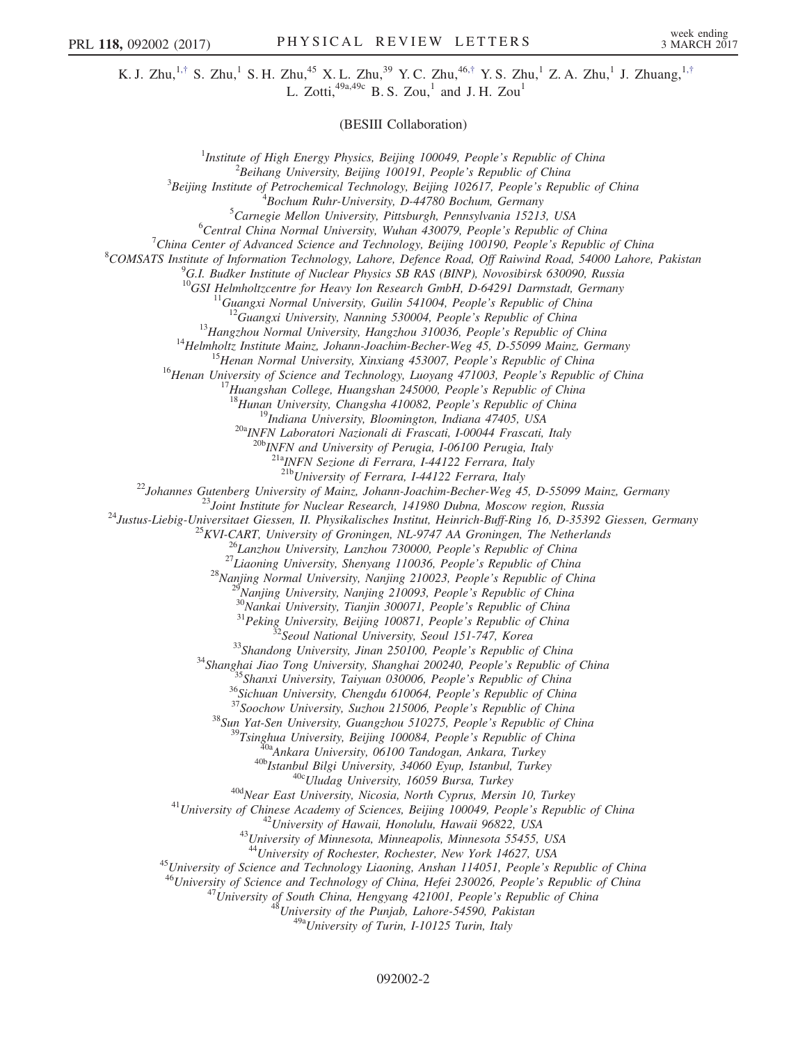K. J. Zhu,[1,†] S. Zhu,[1] S. H. Zhu,[45] X. L. Zhu,[39] Y. C. Zhu,[46,†] Y. S. Zhu,[1] Z. A. Zhu,[1] J. Zhuang,[1,†] L. Zotti,[49a,49c] B. S. Zou,[1] and J. H. Zou[1]

(BESIII Collaboration)

[1]*Institute of High Energy Physics, Beijing 100049, People's Republic of China*
[2]*Beihang University, Beijing 100191, People's Republic of China*
[3]*Beijing Institute of Petrochemical Technology, Beijing 102617, People's Republic of China*
[4]*Bochum Ruhr-University, D-44780 Bochum, Germany*
[5]*Carnegie Mellon University, Pittsburgh, Pennsylvania 15213, USA*
[6]*Central China Normal University, Wuhan 430079, People's Republic of China*
[7]*China Center of Advanced Science and Technology, Beijing 100190, People's Republic of China*
[8]*COMSATS Institute of Information Technology, Lahore, Defence Road, Off Raiwind Road, 54000 Lahore, Pakistan*
[9]*G.I. Budker Institute of Nuclear Physics SB RAS (BINP), Novosibirsk 630090, Russia*
[10]*GSI Helmholtzcentre for Heavy Ion Research GmbH, D-64291 Darmstadt, Germany*
[11]*Guangxi Normal University, Guilin 541004, People's Republic of China*
[12]*Guangxi University, Nanning 530004, People's Republic of China*
[13]*Hangzhou Normal University, Hangzhou 310036, People's Republic of China*
[14]*Helmholtz Institute Mainz, Johann-Joachim-Becher-Weg 45, D-55099 Mainz, Germany*
[15]*Henan Normal University, Xinxiang 453007, People's Republic of China*
[16]*Henan University of Science and Technology, Luoyang 471003, People's Republic of China*
[17]*Huangshan College, Huangshan 245000, People's Republic of China*
[18]*Hunan University, Changsha 410082, People's Republic of China*
[19]*Indiana University, Bloomington, Indiana 47405, USA*
[20a]*INFN Laboratori Nazionali di Frascati, I-00044 Frascati, Italy*
[20b]*INFN and University of Perugia, I-06100 Perugia, Italy*
[21a]*INFN Sezione di Ferrara, I-44122 Ferrara, Italy*
[21b]*University of Ferrara, I-44122 Ferrara, Italy*
[22]*Johannes Gutenberg University of Mainz, Johann-Joachim-Becher-Weg 45, D-55099 Mainz, Germany*
[23]*Joint Institute for Nuclear Research, 141980 Dubna, Moscow region, Russia*
[24]*Justus-Liebig-Universitaet Giessen, II. Physikalisches Institut, Heinrich-Buff-Ring 16, D-35392 Giessen, Germany*
[25]*KVI-CART, University of Groningen, NL-9747 AA Groningen, The Netherlands*
[26]*Lanzhou University, Lanzhou 730000, People's Republic of China*
[27]*Liaoning University, Shenyang 110036, People's Republic of China*
[28]*Nanjing Normal University, Nanjing 210023, People's Republic of China*
[29]*Nanjing University, Nanjing 210093, People's Republic of China*
[30]*Nankai University, Tianjin 300071, People's Republic of China*
[31]*Peking University, Beijing 100871, People's Republic of China*
[32]*Seoul National University, Seoul 151-747, Korea*
[33]*Shandong University, Jinan 250100, People's Republic of China*
[34]*Shanghai Jiao Tong University, Shanghai 200240, People's Republic of China*
[35]*Shanxi University, Taiyuan 030006, People's Republic of China*
[36]*Sichuan University, Chengdu 610064, People's Republic of China*
[37]*Soochow University, Suzhou 215006, People's Republic of China*
[38]*Sun Yat-Sen University, Guangzhou 510275, People's Republic of China*
[39]*Tsinghua University, Beijing 100084, People's Republic of China*
[40a]*Ankara University, 06100 Tandogan, Ankara, Turkey*
[40b]*Istanbul Bilgi University, 34060 Eyup, Istanbul, Turkey*
[40c]*Uludag University, 16059 Bursa, Turkey*
[40d]*Near East University, Nicosia, North Cyprus, Mersin 10, Turkey*
[41]*University of Chinese Academy of Sciences, Beijing 100049, People's Republic of China*
[42]*University of Hawaii, Honolulu, Hawaii 96822, USA*
[43]*University of Minnesota, Minneapolis, Minnesota 55455, USA*
[44]*University of Rochester, Rochester, New York 14627, USA*
[45]*University of Science and Technology Liaoning, Anshan 114051, People's Republic of China*
[46]*University of Science and Technology of China, Hefei 230026, People's Republic of China*
[47]*University of South China, Hengyang 421001, People's Republic of China*
[48]*University of the Punjab, Lahore-54590, Pakistan*
[49a]*University of Turin, I-10125 Turin, Italy*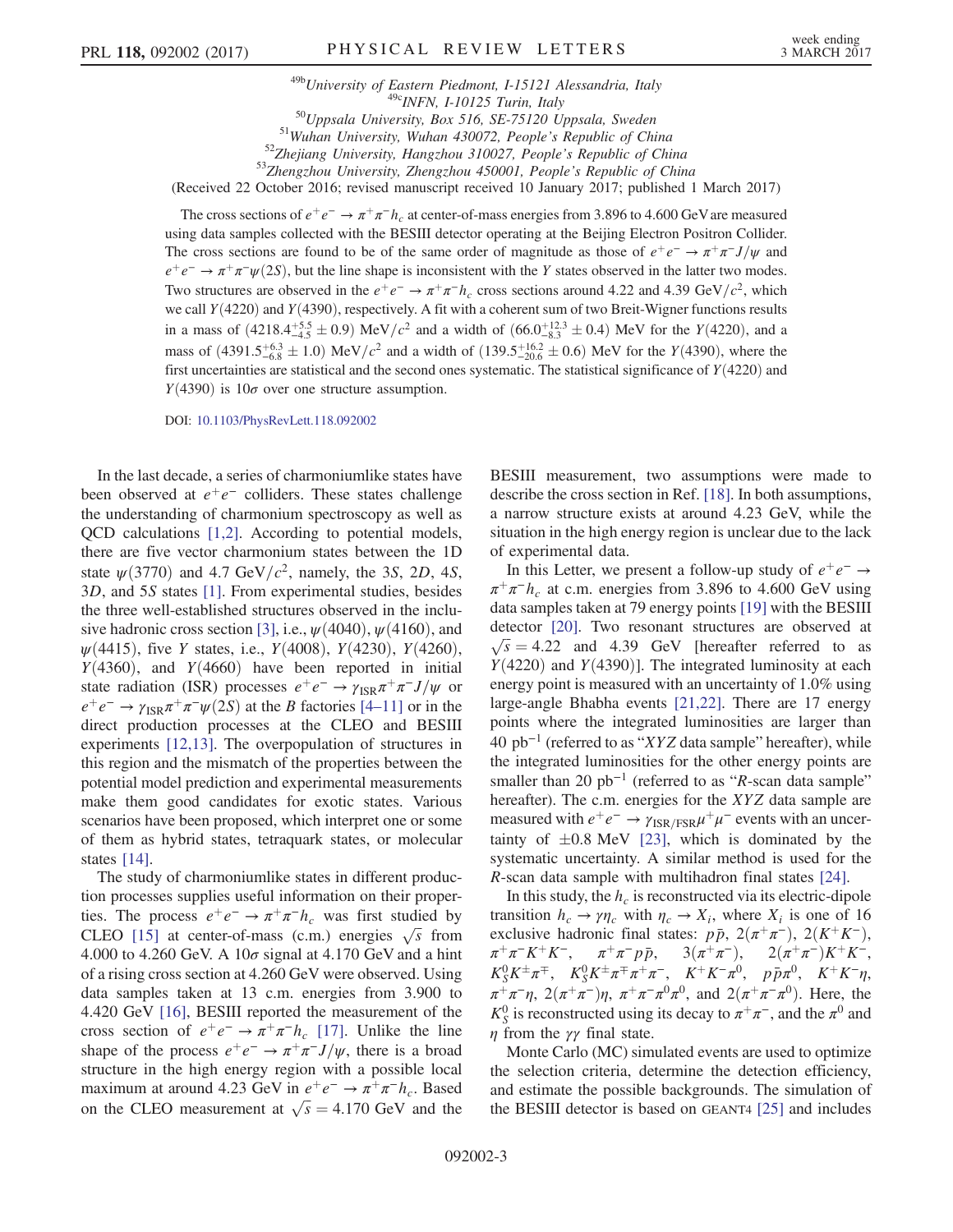[49b]University of Eastern Piedmont, I-15121 Alessandria, Italy
[49c]INFN, I-10125 Turin, Italy
[50]Uppsala University, Box 516, SE-75120 Uppsala, Sweden
[51]Wuhan University, Wuhan 430072, People's Republic of China
[52]Zhejiang University, Hangzhou 310027, People's Republic of China
[53]Zhengzhou University, Zhengzhou 450001, People's Republic of China

(Received 22 October 2016; revised manuscript received 10 January 2017; published 1 March 2017)

The cross sections of $e^+e^- \to \pi^+\pi^- h_c$ at center-of-mass energies from 3.896 to 4.600 GeV are measured using data samples collected with the BESIII detector operating at the Beijing Electron Positron Collider. The cross sections are found to be of the same order of magnitude as those of $e^+e^- \to \pi^+\pi^- J/\psi$ and $e^+e^- \to \pi^+\pi^- \psi(2S)$, but the line shape is inconsistent with the $Y$ states observed in the latter two modes. Two structures are observed in the $e^+e^- \to \pi^+\pi^- h_c$ cross sections around 4.22 and 4.39 GeV/$c^2$, which we call $Y(4220)$ and $Y(4390)$, respectively. A fit with a coherent sum of two Breit-Wigner functions results in a mass of $(4218.4^{+5.5}_{-4.5} \pm 0.9)$ MeV/$c^2$ and a width of $(66.0^{+12.3}_{-8.3} \pm 0.4)$ MeV for the $Y(4220)$, and a mass of $(4391.5^{+6.3}_{-6.8} \pm 1.0)$ MeV/$c^2$ and a width of $(139.5^{+16.2}_{-20.6} \pm 0.6)$ MeV for the $Y(4390)$, where the first uncertainties are statistical and the second ones systematic. The statistical significance of $Y(4220)$ and $Y(4390)$ is $10\sigma$ over one structure assumption.

DOI: 10.1103/PhysRevLett.118.092002

In the last decade, a series of charmoniumlike states have been observed at $e^+e^-$ colliders. These states challenge the understanding of charmonium spectroscopy as well as QCD calculations [1,2]. According to potential models, there are five vector charmonium states between the 1D state $\psi(3770)$ and 4.7 GeV/$c^2$, namely, the 3$S$, 2$D$, 4$S$, 3$D$, and 5$S$ states [1]. From experimental studies, besides the three well-established structures observed in the inclusive hadronic cross section [3], i.e., $\psi(4040)$, $\psi(4160)$, and $\psi(4415)$, five $Y$ states, i.e., $Y(4008)$, $Y(4230)$, $Y(4260)$, $Y(4360)$, and $Y(4660)$ have been reported in initial state radiation (ISR) processes $e^+e^- \to \gamma_{\rm ISR}\pi^+\pi^- J/\psi$ or $e^+e^- \to \gamma_{\rm ISR}\pi^+\pi^-\psi(2S)$ at the $B$ factories [4–11] or in the direct production processes at the CLEO and BESIII experiments [12,13]. The overpopulation of structures in this region and the mismatch of the properties between the potential model prediction and experimental measurements make them good candidates for exotic states. Various scenarios have been proposed, which interpret one or some of them as hybrid states, tetraquark states, or molecular states [14].

The study of charmoniumlike states in different production processes supplies useful information on their properties. The process $e^+e^- \to \pi^+\pi^- h_c$ was first studied by CLEO [15] at center-of-mass (c.m.) energies $\sqrt{s}$ from 4.000 to 4.260 GeV. A $10\sigma$ signal at 4.170 GeV and a hint of a rising cross section at 4.260 GeV were observed. Using data samples taken at 13 c.m. energies from 3.900 to 4.420 GeV [16], BESIII reported the measurement of the cross section of $e^+e^- \to \pi^+\pi^- h_c$ [17]. Unlike the line shape of the process $e^+e^- \to \pi^+\pi^- J/\psi$, there is a broad structure in the high energy region with a possible local maximum at around 4.23 GeV in $e^+e^- \to \pi^+\pi^- h_c$. Based on the CLEO measurement at $\sqrt{s} = 4.170$ GeV and the BESIII measurement, two assumptions were made to describe the cross section in Ref. [18]. In both assumptions, a narrow structure exists at around 4.23 GeV, while the situation in the high energy region is unclear due to the lack of experimental data.

In this Letter, we present a follow-up study of $e^+e^- \to \pi^+\pi^- h_c$ at c.m. energies from 3.896 to 4.600 GeV using data samples taken at 79 energy points [19] with the BESIII detector [20]. Two resonant structures are observed at $\sqrt{s} = 4.22$ and 4.39 GeV [hereafter referred to as $Y(4220)$ and $Y(4390)$]. The integrated luminosity at each energy point is measured with an uncertainty of 1.0% using large-angle Bhabha events [21,22]. There are 17 energy points where the integrated luminosities are larger than 40 pb$^{-1}$ (referred to as "$XYZ$ data sample" hereafter), while the integrated luminosities for the other energy points are smaller than 20 pb$^{-1}$ (referred to as "$R$-scan data sample" hereafter). The c.m. energies for the $XYZ$ data sample are measured with $e^+e^- \to \gamma_{\rm ISR/FSR}\mu^+\mu^-$ events with an uncertainty of $\pm 0.8$ MeV [23], which is dominated by the systematic uncertainty. A similar method is used for the $R$-scan data sample with multihadron final states [24].

In this study, the $h_c$ is reconstructed via its electric-dipole transition $h_c \to \gamma\eta_c$ with $\eta_c \to X_i$, where $X_i$ is one of 16 exclusive hadronic final states: $p\bar{p}$, $2(\pi^+\pi^-)$, $2(K^+K^-)$, $\pi^+\pi^-K^+K^-$, $\pi^+\pi^-p\bar{p}$, $3(\pi^+\pi^-)$, $2(\pi^+\pi^-)K^+K^-$, $K_S^0K^\pm\pi^\mp$, $K_S^0K^\pm\pi^\mp\pi^+\pi^-$, $K^+K^-\pi^0$, $p\bar{p}\pi^0$, $K^+K^-\eta$, $\pi^+\pi^-\eta$, $2(\pi^+\pi^-)\eta$, $\pi^+\pi^-\pi^0\pi^0$, and $2(\pi^+\pi^-\pi^0)$. Here, the $K_S^0$ is reconstructed using its decay to $\pi^+\pi^-$, and the $\pi^0$ and $\eta$ from the $\gamma\gamma$ final state.

Monte Carlo (MC) simulated events are used to optimize the selection criteria, determine the detection efficiency, and estimate the possible backgrounds. The simulation of the BESIII detector is based on GEANT4 [25] and includes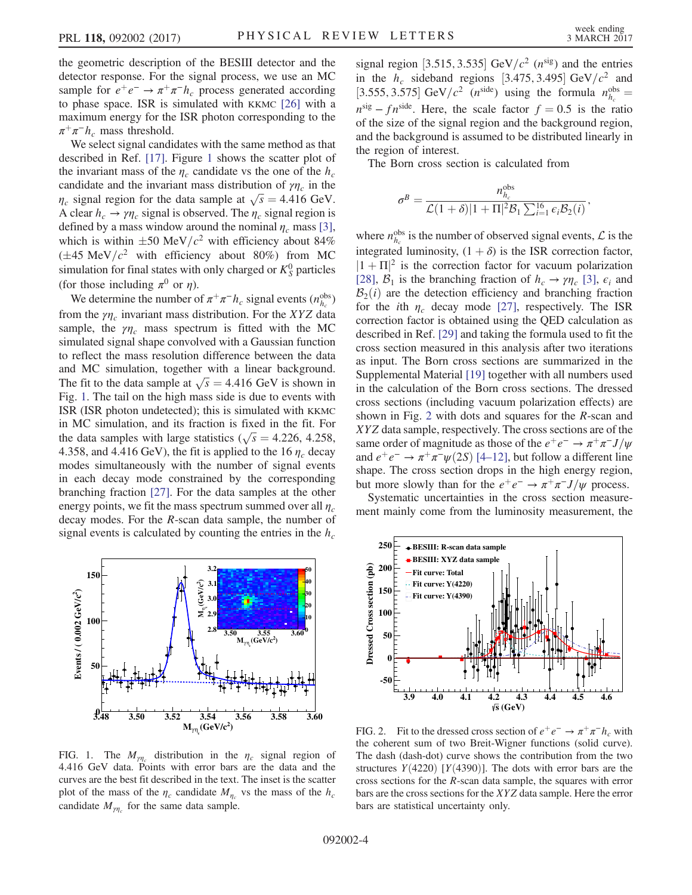the geometric description of the BESIII detector and the detector response. For the signal process, we use an MC sample for $e^+e^- \to \pi^+\pi^- h_c$ process generated according to phase space. ISR is simulated with KKMC [26] with a maximum energy for the ISR photon corresponding to the $\pi^+\pi^- h_c$ mass threshold.

We select signal candidates with the same method as that described in Ref. [17]. Figure 1 shows the scatter plot of the invariant mass of the $\eta_c$ candidate vs the one of the $h_c$ candidate and the invariant mass distribution of $\gamma\eta_c$ in the $\eta_c$ signal region for the data sample at $\sqrt{s} = 4.416$ GeV. A clear $h_c \to \gamma\eta_c$ signal is observed. The $\eta_c$ signal region is defined by a mass window around the nominal $\eta_c$ mass [3], which is within $\pm 50$ MeV/$c^2$ with efficiency about 84% ($\pm 45$ MeV/$c^2$ with efficiency about 80%) from MC simulation for final states with only charged or $K_S^0$ particles (for those including $\pi^0$ or $\eta$).

We determine the number of $\pi^+\pi^- h_c$ signal events ($n_{h_c}^{\rm obs}$) from the $\gamma\eta_c$ invariant mass distribution. For the $XYZ$ data sample, the $\gamma\eta_c$ mass spectrum is fitted with the MC simulated signal shape convolved with a Gaussian function to reflect the mass resolution difference between the data and MC simulation, together with a linear background. The fit to the data sample at $\sqrt{s} = 4.416$ GeV is shown in Fig. 1. The tail on the high mass side is due to events with ISR (ISR photon undetected); this is simulated with KKMC in MC simulation, and its fraction is fixed in the fit. For the data samples with large statistics ($\sqrt{s} = 4.226$, 4.258, 4.358, and 4.416 GeV), the fit is applied to the 16 $\eta_c$ decay modes simultaneously with the number of signal events in each decay mode constrained by the corresponding branching fraction [27]. For the data samples at the other energy points, we fit the mass spectrum summed over all $\eta_c$ decay modes. For the $R$-scan data sample, the number of signal events is calculated by counting the entries in the $h_c$ signal region [3.515, 3.535] GeV/$c^2$ ($n^{\rm sig}$) and the entries in the $h_c$ sideband regions [3.475, 3.495] GeV/$c^2$ and [3.555, 3.575] GeV/$c^2$ ($n^{\rm side}$) using the formula $n_{h_c}^{\rm obs} = n^{\rm sig} - f n^{\rm side}$. Here, the scale factor $f = 0.5$ is the ratio of the size of the signal region and the background region, and the background is assumed to be distributed linearly in the region of interest.

FIG. 1. The $M_{\gamma\eta_c}$ distribution in the $\eta_c$ signal region of 4.416 GeV data. Points with error bars are the data and the curves are the best fit described in the text. The inset is the scatter plot of the mass of the $\eta_c$ candidate $M_{\eta_c}$ vs the mass of the $h_c$ candidate $M_{\gamma\eta_c}$ for the same data sample.

The Born cross section is calculated from

$$\sigma^B = \frac{n_{h_c}^{\rm obs}}{\mathcal{L}(1+\delta)|1+\Pi|^2 \mathcal{B}_1 \sum_{i=1}^{16} \epsilon_i \mathcal{B}_2(i)},$$

where $n_{h_c}^{\rm obs}$ is the number of observed signal events, $\mathcal{L}$ is the integrated luminosity, $(1+\delta)$ is the ISR correction factor, $|1+\Pi|^2$ is the correction factor for vacuum polarization [28], $\mathcal{B}_1$ is the branching fraction of $h_c \to \gamma\eta_c$ [3], $\epsilon_i$ and $\mathcal{B}_2(i)$ are the detection efficiency and branching fraction for the $i$th $\eta_c$ decay mode [27], respectively. The ISR correction factor is obtained using the QED calculation as described in Ref. [29] and taking the formula used to fit the cross section measured in this analysis after two iterations as input. The Born cross sections are summarized in the Supplemental Material [19] together with all numbers used in the calculation of the Born cross sections. The dressed cross sections (including vacuum polarization effects) are shown in Fig. 2 with dots and squares for the $R$-scan and $XYZ$ data sample, respectively. The cross sections are of the same order of magnitude as those of the $e^+e^- \to \pi^+\pi^- J/\psi$ and $e^+e^- \to \pi^+\pi^-\psi(2S)$ [4–12], but follow a different line shape. The cross section drops in the high energy region, but more slowly than for the $e^+e^- \to \pi^+\pi^- J/\psi$ process.

Systematic uncertainties in the cross section measurement mainly come from the luminosity measurement, the

FIG. 2. Fit to the dressed cross section of $e^+e^- \to \pi^+\pi^- h_c$ with the coherent sum of two Breit-Wigner functions (solid curve). The dash (dash-dot) curve shows the contribution from the two structures $Y(4220)$ [$Y(4390)$]. The dots with error bars are the cross sections for the $R$-scan data sample, the squares with error bars are the cross sections for the $XYZ$ data sample. Here the error bars are statistical uncertainty only.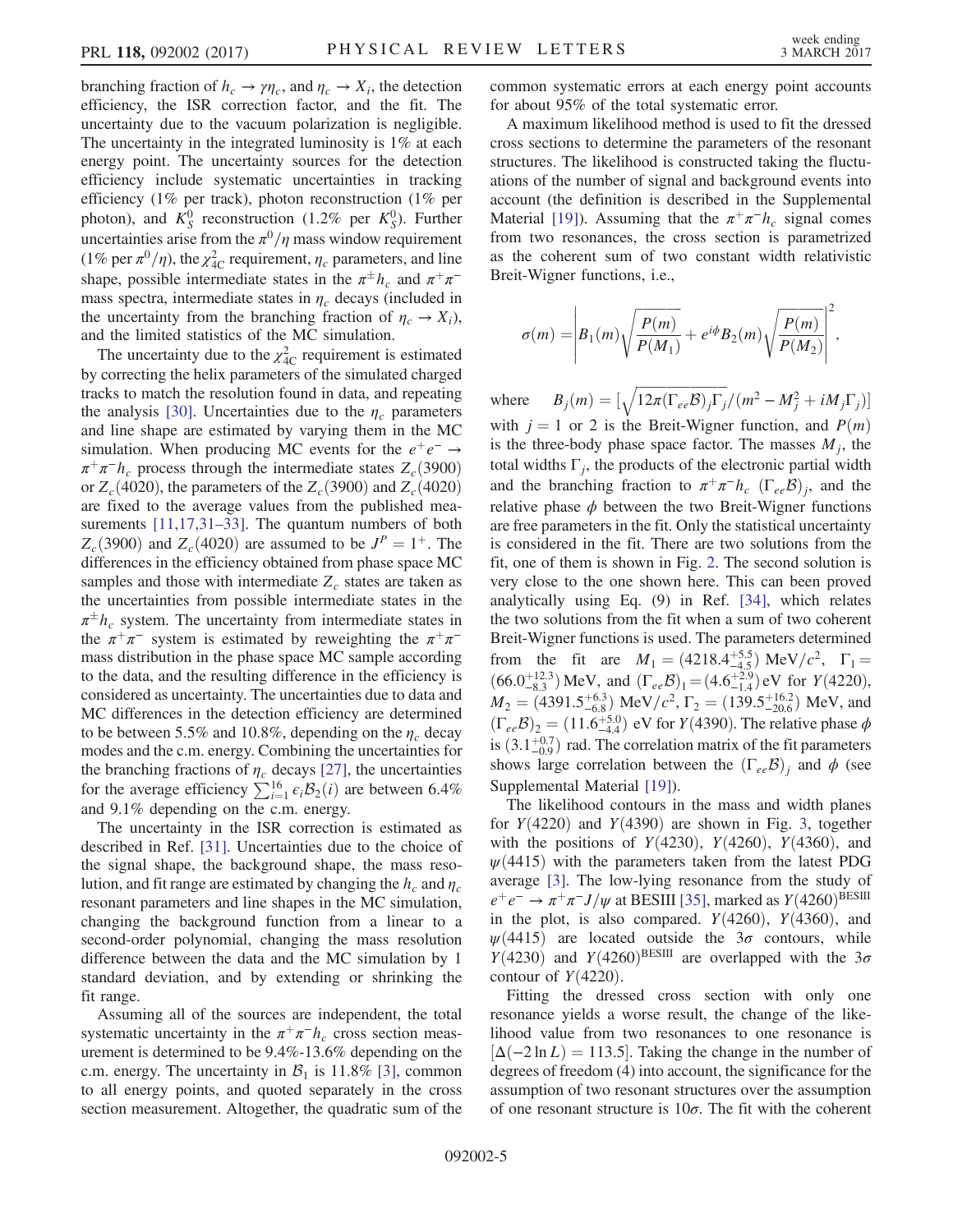branching fraction of $h_c \to \gamma\eta_c$, and $\eta_c \to X_i$, the detection efficiency, the ISR correction factor, and the fit. The uncertainty due to the vacuum polarization is negligible. The uncertainty in the integrated luminosity is 1% at each energy point. The uncertainty sources for the detection efficiency include systematic uncertainties in tracking efficiency (1% per track), photon reconstruction (1% per photon), and $K_S^0$ reconstruction (1.2% per $K_S^0$). Further uncertainties arise from the $\pi^0/\eta$ mass window requirement (1% per $\pi^0/\eta$), the $\chi^2_{4C}$ requirement, $\eta_c$ parameters, and line shape, possible intermediate states in the $\pi^\pm h_c$ and $\pi^+\pi^-$ mass spectra, intermediate states in $\eta_c$ decays (included in the uncertainty from the branching fraction of $\eta_c \to X_i$), and the limited statistics of the MC simulation.

The uncertainty due to the $\chi^2_{4C}$ requirement is estimated by correcting the helix parameters of the simulated charged tracks to match the resolution found in data, and repeating the analysis [30]. Uncertainties due to the $\eta_c$ parameters and line shape are estimated by varying them in the MC simulation. When producing MC events for the $e^+e^- \to \pi^+\pi^- h_c$ process through the intermediate states $Z_c(3900)$ or $Z_c(4020)$, the parameters of the $Z_c(3900)$ and $Z_c(4020)$ are fixed to the average values from the published measurements [11,17,31–33]. The quantum numbers of both $Z_c(3900)$ and $Z_c(4020)$ are assumed to be $J^P = 1^+$. The differences in the efficiency obtained from phase space MC samples and those with intermediate $Z_c$ states are taken as the uncertainties from possible intermediate states in the $\pi^\pm h_c$ system. The uncertainty from intermediate states in the $\pi^+\pi^-$ system is estimated by reweighting the $\pi^+\pi^-$ mass distribution in the phase space MC sample according to the data, and the resulting difference in the efficiency is considered as uncertainty. The uncertainties due to data and MC differences in the detection efficiency are determined to be between 5.5% and 10.8%, depending on the $\eta_c$ decay modes and the c.m. energy. Combining the uncertainties for the branching fractions of $\eta_c$ decays [27], the uncertainties for the average efficiency $\sum_{i=1}^{16} \epsilon_i \mathcal{B}_2(i)$ are between 6.4% and 9.1% depending on the c.m. energy.

The uncertainty in the ISR correction is estimated as described in Ref. [31]. Uncertainties due to the choice of the signal shape, the background shape, the mass resolution, and fit range are estimated by changing the $h_c$ and $\eta_c$ resonant parameters and line shapes in the MC simulation, changing the background function from a linear to a second-order polynomial, changing the mass resolution difference between the data and the MC simulation by 1 standard deviation, and by extending or shrinking the fit range.

Assuming all of the sources are independent, the total systematic uncertainty in the $\pi^+\pi^- h_c$ cross section measurement is determined to be 9.4%-13.6% depending on the c.m. energy. The uncertainty in $\mathcal{B}_1$ is 11.8% [3], common to all energy points, and quoted separately in the cross section measurement. Altogether, the quadratic sum of the common systematic errors at each energy point accounts for about 95% of the total systematic error.

A maximum likelihood method is used to fit the dressed cross sections to determine the parameters of the resonant structures. The likelihood is constructed taking the fluctuations of the number of signal and background events into account (the definition is described in the Supplemental Material [19]). Assuming that the $\pi^+\pi^- h_c$ signal comes from two resonances, the cross section is parametrized as the coherent sum of two constant width relativistic Breit-Wigner functions, i.e.,

$$\sigma(m) = \left| B_1(m)\sqrt{\frac{P(m)}{P(M_1)}} + e^{i\phi} B_2(m)\sqrt{\frac{P(m)}{P(M_2)}} \right|^2,$$

where $B_j(m) = [\sqrt{12\pi(\Gamma_{ee}\mathcal{B})_j \Gamma_j}/(m^2 - M_j^2 + iM_j\Gamma_j)]$ with $j = 1$ or 2 is the Breit-Wigner function, and $P(m)$ is the three-body phase space factor. The masses $M_j$, the total widths $\Gamma_j$, the products of the electronic partial width and the branching fraction to $\pi^+\pi^- h_c$ $(\Gamma_{ee}\mathcal{B})_j$, and the relative phase $\phi$ between the two Breit-Wigner functions are free parameters in the fit. Only the statistical uncertainty is considered in the fit. There are two solutions from the fit, one of them is shown in Fig. 2. The second solution is very close to the one shown here. This can been proved analytically using Eq. (9) in Ref. [34], which relates the two solutions from the fit when a sum of two coherent Breit-Wigner functions is used. The parameters determined from the fit are $M_1 = (4218.4^{+5.5}_{-4.5})$ MeV$/c^2$, $\Gamma_1 = (66.0^{+12.3}_{-8.3})$ MeV, and $(\Gamma_{ee}\mathcal{B})_1 = (4.6^{+2.9}_{-1.4})$ eV for $Y(4220)$, $M_2 = (4391.5^{+6.3}_{-6.8})$ MeV$/c^2$, $\Gamma_2 = (139.5^{+16.2}_{-20.6})$ MeV, and $(\Gamma_{ee}\mathcal{B})_2 = (11.6^{+5.0}_{-4.4})$ eV for $Y(4390)$. The relative phase $\phi$ is $(3.1^{+0.7}_{-0.9})$ rad. The correlation matrix of the fit parameters shows large correlation between the $(\Gamma_{ee}\mathcal{B})_j$ and $\phi$ (see Supplemental Material [19]).

The likelihood contours in the mass and width planes for $Y(4220)$ and $Y(4390)$ are shown in Fig. 3, together with the positions of $Y(4230)$, $Y(4260)$, $Y(4360)$, and $\psi(4415)$ with the parameters taken from the latest PDG average [3]. The low-lying resonance from the study of $e^+e^- \to \pi^+\pi^- J/\psi$ at BESIII [35], marked as $Y(4260)^{\rm BESIII}$ in the plot, is also compared. $Y(4260)$, $Y(4360)$, and $\psi(4415)$ are located outside the $3\sigma$ contours, while $Y(4230)$ and $Y(4260)^{\rm BESIII}$ are overlapped with the $3\sigma$ contour of $Y(4220)$.

Fitting the dressed cross section with only one resonance yields a worse result, the change of the likelihood value from two resonances to one resonance is $[\Delta(-2\ln L) = 113.5]$. Taking the change in the number of degrees of freedom (4) into account, the significance for the assumption of two resonant structures over the assumption of one resonant structure is $10\sigma$. The fit with the coherent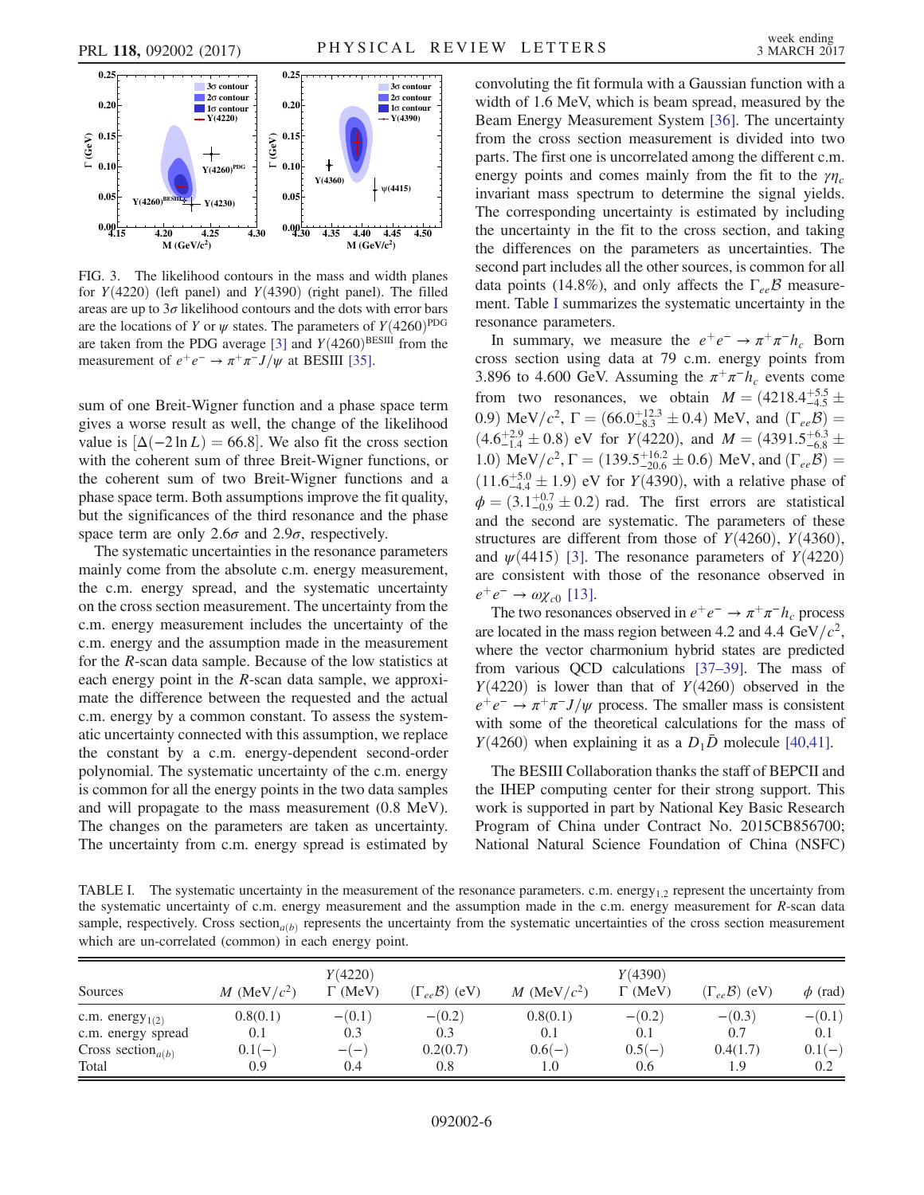FIG. 3. The likelihood contours in the mass and width planes for $Y(4220)$ (left panel) and $Y(4390)$ (right panel). The filled areas are up to $3\sigma$ likelihood contours and the dots with error bars are the locations of $Y$ or $\psi$ states. The parameters of $Y(4260)^{\mathrm{PDG}}$ are taken from the PDG average [3] and $Y(4260)^{\mathrm{BESIII}}$ from the measurement of $e^+e^- \to \pi^+\pi^- J/\psi$ at BESIII [35].

sum of one Breit-Wigner function and a phase space term gives a worse result as well, the change of the likelihood value is $[\Delta(-2\ln L) = 66.8]$. We also fit the cross section with the coherent sum of three Breit-Wigner functions, or the coherent sum of two Breit-Wigner functions and a phase space term. Both assumptions improve the fit quality, but the significances of the third resonance and the phase space term are only $2.6\sigma$ and $2.9\sigma$, respectively.

The systematic uncertainties in the resonance parameters mainly come from the absolute c.m. energy measurement, the c.m. energy spread, and the systematic uncertainty on the cross section measurement. The uncertainty from the c.m. energy measurement includes the uncertainty of the c.m. energy and the assumption made in the measurement for the $R$-scan data sample. Because of the low statistics at each energy point in the $R$-scan data sample, we approximate the difference between the requested and the actual c.m. energy by a common constant. To assess the systematic uncertainty connected with this assumption, we replace the constant by a c.m. energy-dependent second-order polynomial. The systematic uncertainty of the c.m. energy is common for all the energy points in the two data samples and will propagate to the mass measurement (0.8 MeV). The changes on the parameters are taken as uncertainty. The uncertainty from c.m. energy spread is estimated by convoluting the fit formula with a Gaussian function with a width of 1.6 MeV, which is beam spread, measured by the Beam Energy Measurement System [36]. The uncertainty from the cross section measurement is divided into two parts. The first one is uncorrelated among the different c.m. energy points and comes mainly from the fit to the $\gamma\eta_c$ invariant mass spectrum to determine the signal yields. The corresponding uncertainty is estimated by including the uncertainty in the fit to the cross section, and taking the differences on the parameters as uncertainties. The second part includes all the other sources, is common for all data points (14.8%), and only affects the $\Gamma_{ee}\mathcal{B}$ measurement. Table I summarizes the systematic uncertainty in the resonance parameters.

In summary, we measure the $e^+e^- \to \pi^+\pi^- h_c$ Born cross section using data at 79 c.m. energy points from 3.896 to 4.600 GeV. Assuming the $\pi^+\pi^- h_c$ events come from two resonances, we obtain $M = (4218.4^{+5.5}_{-4.5} \pm 0.9)\ \mathrm{MeV}/c^2$, $\Gamma = (66.0^{+12.3}_{-8.3} \pm 0.4)$ MeV, and $(\Gamma_{ee}\mathcal{B}) = (4.6^{+2.9}_{-1.4} \pm 0.8)$ eV for $Y(4220)$, and $M = (4391.5^{+6.3}_{-6.8} \pm 1.0)\ \mathrm{MeV}/c^2$, $\Gamma = (139.5^{+16.2}_{-20.6} \pm 0.6)$ MeV, and $(\Gamma_{ee}\mathcal{B}) = (11.6^{+5.0}_{-4.4} \pm 1.9)$ eV for $Y(4390)$, with a relative phase of $\phi = (3.1^{+0.7}_{-0.9} \pm 0.2)$ rad. The first errors are statistical and the second are systematic. The parameters of these structures are different from those of $Y(4260)$, $Y(4360)$, and $\psi(4415)$ [3]. The resonance parameters of $Y(4220)$ are consistent with those of the resonance observed in $e^+e^- \to \omega\chi_{c0}$ [13].

The two resonances observed in $e^+e^- \to \pi^+\pi^- h_c$ process are located in the mass region between 4.2 and 4.4 $\mathrm{GeV}/c^2$, where the vector charmonium hybrid states are predicted from various QCD calculations [37–39]. The mass of $Y(4220)$ is lower than that of $Y(4260)$ observed in the $e^+e^- \to \pi^+\pi^- J/\psi$ process. The smaller mass is consistent with some of the theoretical calculations for the mass of $Y(4260)$ when explaining it as a $D_1\bar{D}$ molecule [40,41].

The BESIII Collaboration thanks the staff of BEPCII and the IHEP computing center for their strong support. This work is supported in part by National Key Basic Research Program of China under Contract No. 2015CB856700; National Natural Science Foundation of China (NSFC)

TABLE I. The systematic uncertainty in the measurement of the resonance parameters. c.m. $\mathrm{energy}_{1,2}$ represent the uncertainty from the systematic uncertainty of c.m. energy measurement and the assumption made in the c.m. energy measurement for $R$-scan data sample, respectively. Cross $\mathrm{section}_{a(b)}$ represents the uncertainty from the systematic uncertainties of the cross section measurement which are un-correlated (common) in each energy point.

| Sources | $Y(4220)$ $M$ (MeV/$c^2$) | $\Gamma$ (MeV) | $(\Gamma_{ee}\mathcal{B})$ (eV) | $Y(4390)$ $M$ (MeV/$c^2$) | $\Gamma$ (MeV) | $(\Gamma_{ee}\mathcal{B})$ (eV) | $\phi$ (rad) |
|---|---|---|---|---|---|---|---|
| c.m. $\mathrm{energy}_{1(2)}$ | 0.8(0.1) | −(0.1) | −(0.2) | 0.8(0.1) | −(0.2) | −(0.3) | −(0.1) |
| c.m. energy spread | 0.1 | 0.3 | 0.3 | 0.1 | 0.1 | 0.7 | 0.1 |
| Cross $\mathrm{section}_{a(b)}$ | 0.1(−) | −(−) | 0.2(0.7) | 0.6(−) | 0.5(−) | 0.4(1.7) | 0.1(−) |
| Total | 0.9 | 0.4 | 0.8 | 1.0 | 0.6 | 1.9 | 0.2 |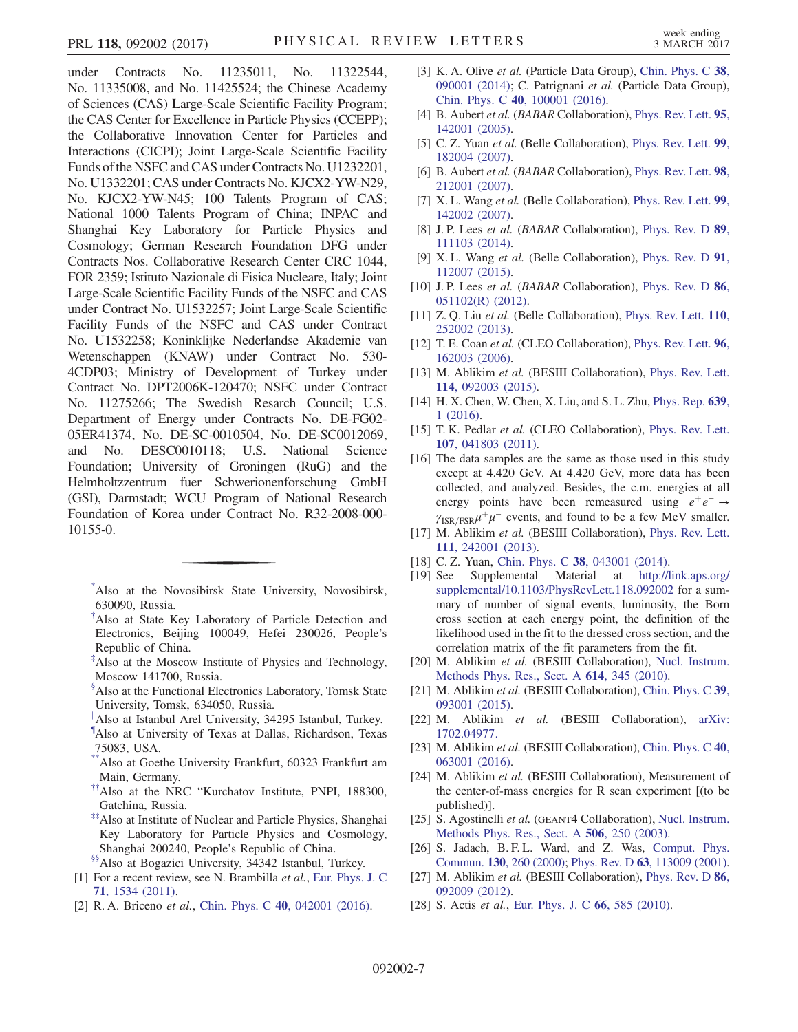under Contracts No. 11235011, No. 11322544, No. 11335008, and No. 11425524; the Chinese Academy of Sciences (CAS) Large-Scale Scientific Facility Program; the CAS Center for Excellence in Particle Physics (CCEPP); the Collaborative Innovation Center for Particles and Interactions (CICPI); Joint Large-Scale Scientific Facility Funds of the NSFC and CAS under Contracts No. U1232201, No. U1332201; CAS under Contracts No. KJCX2-YW-N29, No. KJCX2-YW-N45; 100 Talents Program of CAS; National 1000 Talents Program of China; INPAC and Shanghai Key Laboratory for Particle Physics and Cosmology; German Research Foundation DFG under Contracts Nos. Collaborative Research Center CRC 1044, FOR 2359; Istituto Nazionale di Fisica Nucleare, Italy; Joint Large-Scale Scientific Facility Funds of the NSFC and CAS under Contract No. U1532257; Joint Large-Scale Scientific Facility Funds of the NSFC and CAS under Contract No. U1532258; Koninklijke Nederlandse Akademie van Wetenschappen (KNAW) under Contract No. 530-4CDP03; Ministry of Development of Turkey under Contract No. DPT2006K-120470; NSFC under Contract No. 11275266; The Swedish Resarch Council; U.S. Department of Energy under Contracts No. DE-FG02-05ER41374, No. DE-SC-0010504, No. DE-SC0012069, and No. DESC0010118; U.S. National Science Foundation; University of Groningen (RuG) and the Helmholtzzentrum fuer Schwerionenforschung GmbH (GSI), Darmstadt; WCU Program of National Research Foundation of Korea under Contract No. R32-2008-000-10155-0.

---

[*] Also at the Novosibirsk State University, Novosibirsk, 630090, Russia.

[†] Also at State Key Laboratory of Particle Detection and Electronics, Beijing 100049, Hefei 230026, People's Republic of China.

[‡] Also at the Moscow Institute of Physics and Technology, Moscow 141700, Russia.

[§] Also at the Functional Electronics Laboratory, Tomsk State University, Tomsk, 634050, Russia.

[∥] Also at Istanbul Arel University, 34295 Istanbul, Turkey.

[¶] Also at University of Texas at Dallas, Richardson, Texas 75083, USA.

[**] Also at Goethe University Frankfurt, 60323 Frankfurt am Main, Germany.

[††] Also at the NRC "Kurchatov Institute, PNPI, 188300, Gatchina, Russia.

[‡‡] Also at Institute of Nuclear and Particle Physics, Shanghai Key Laboratory for Particle Physics and Cosmology, Shanghai 200240, People's Republic of China.

[§§] Also at Bogazici University, 34342 Istanbul, Turkey.

[1] For a recent review, see N. Brambilla *et al.*, Eur. Phys. J. C **71**, 1534 (2011).

[2] R. A. Briceno *et al.*, Chin. Phys. C **40**, 042001 (2016).

[3] K. A. Olive *et al.* (Particle Data Group), Chin. Phys. C **38**, 090001 (2014); C. Patrignani *et al.* (Particle Data Group), Chin. Phys. C **40**, 100001 (2016).

[4] B. Aubert *et al.* (*BABAR* Collaboration), Phys. Rev. Lett. **95**, 142001 (2005).

[5] C. Z. Yuan *et al.* (Belle Collaboration), Phys. Rev. Lett. **99**, 182004 (2007).

[6] B. Aubert *et al.* (*BABAR* Collaboration), Phys. Rev. Lett. **98**, 212001 (2007).

[7] X. L. Wang *et al.* (Belle Collaboration), Phys. Rev. Lett. **99**, 142002 (2007).

[8] J. P. Lees *et al.* (*BABAR* Collaboration), Phys. Rev. D **89**, 111103 (2014).

[9] X. L. Wang *et al.* (Belle Collaboration), Phys. Rev. D **91**, 112007 (2015).

[10] J. P. Lees *et al.* (*BABAR* Collaboration), Phys. Rev. D **86**, 051102(R) (2012).

[11] Z. Q. Liu *et al.* (Belle Collaboration), Phys. Rev. Lett. **110**, 252002 (2013).

[12] T. E. Coan *et al.* (CLEO Collaboration), Phys. Rev. Lett. **96**, 162003 (2006).

[13] M. Ablikim *et al.* (BESIII Collaboration), Phys. Rev. Lett. **114**, 092003 (2015).

[14] H. X. Chen, W. Chen, X. Liu, and S. L. Zhu, Phys. Rep. **639**, 1 (2016).

[15] T. K. Pedlar *et al.* (CLEO Collaboration), Phys. Rev. Lett. **107**, 041803 (2011).

[16] The data samples are the same as those used in this study except at 4.420 GeV. At 4.420 GeV, more data has been collected, and analyzed. Besides, the c.m. energies at all energy points have been remeasured using $e^+e^- \to \gamma_{\mathrm{ISR/FSR}}\mu^+\mu^-$ events, and found to be a few MeV smaller.

[17] M. Ablikim *et al.* (BESIII Collaboration), Phys. Rev. Lett. **111**, 242001 (2013).

[18] C. Z. Yuan, Chin. Phys. C **38**, 043001 (2014).

[19] See Supplemental Material at http://link.aps.org/supplemental/10.1103/PhysRevLett.118.092002 for a summary of number of signal events, luminosity, the Born cross section at each energy point, the definition of the likelihood used in the fit to the dressed cross section, and the correlation matrix of the fit parameters from the fit.

[20] M. Ablikim *et al.* (BESIII Collaboration), Nucl. Instrum. Methods Phys. Res., Sect. A **614**, 345 (2010).

[21] M. Ablikim *et al.* (BESIII Collaboration), Chin. Phys. C **39**, 093001 (2015).

[22] M. Ablikim *et al.* (BESIII Collaboration), arXiv:1702.04977.

[23] M. Ablikim *et al.* (BESIII Collaboration), Chin. Phys. C **40**, 063001 (2016).

[24] M. Ablikim *et al.* (BESIII Collaboration), Measurement of the center-of-mass energies for R scan experiment [(to be published)].

[25] S. Agostinelli *et al.* (GEANT4 Collaboration), Nucl. Instrum. Methods Phys. Res., Sect. A **506**, 250 (2003).

[26] S. Jadach, B. F. L. Ward, and Z. Was, Comput. Phys. Commun. **130**, 260 (2000); Phys. Rev. D **63**, 113009 (2001).

[27] M. Ablikim *et al.* (BESIII Collaboration), Phys. Rev. D **86**, 092009 (2012).

[28] S. Actis *et al.*, Eur. Phys. J. C **66**, 585 (2010).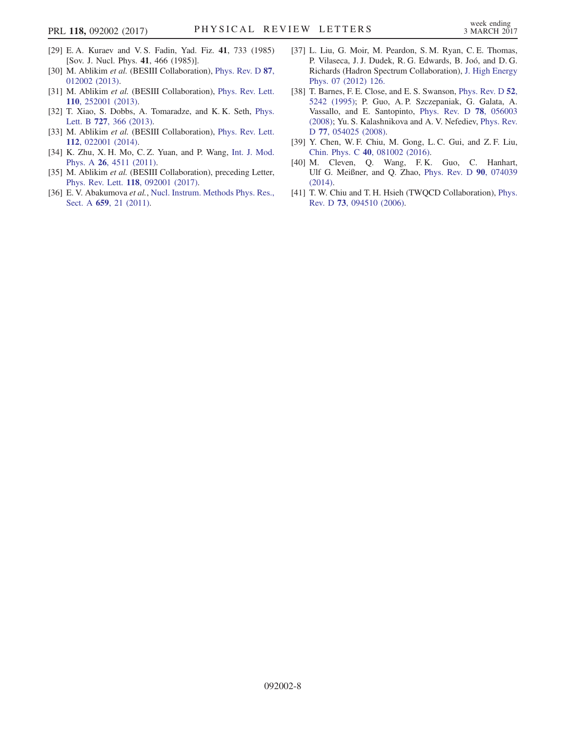[29] E. A. Kuraev and V. S. Fadin, Yad. Fiz. **41**, 733 (1985) [Sov. J. Nucl. Phys. **41**, 466 (1985)].

[30] M. Ablikim *et al.* (BESIII Collaboration), Phys. Rev. D **87**, 012002 (2013).

[31] M. Ablikim *et al.* (BESIII Collaboration), Phys. Rev. Lett. **110**, 252001 (2013).

[32] T. Xiao, S. Dobbs, A. Tomaradze, and K. K. Seth, Phys. Lett. B **727**, 366 (2013).

[33] M. Ablikim *et al.* (BESIII Collaboration), Phys. Rev. Lett. **112**, 022001 (2014).

[34] K. Zhu, X. H. Mo, C. Z. Yuan, and P. Wang, Int. J. Mod. Phys. A **26**, 4511 (2011).

[35] M. Ablikim *et al.* (BESIII Collaboration), preceding Letter, Phys. Rev. Lett. **118**, 092001 (2017).

[36] E. V. Abakumova *et al.*, Nucl. Instrum. Methods Phys. Res., Sect. A **659**, 21 (2011).

[37] L. Liu, G. Moir, M. Peardon, S. M. Ryan, C. E. Thomas, P. Vilaseca, J. J. Dudek, R. G. Edwards, B. Joó, and D. G. Richards (Hadron Spectrum Collaboration), J. High Energy Phys. 07 (2012) 126.

[38] T. Barnes, F. E. Close, and E. S. Swanson, Phys. Rev. D **52**, 5242 (1995); P. Guo, A. P. Szczepaniak, G. Galata, A. Vassallo, and E. Santopinto, Phys. Rev. D **78**, 056003 (2008); Yu. S. Kalashnikova and A. V. Nefediev, Phys. Rev. D **77**, 054025 (2008).

[39] Y. Chen, W. F. Chiu, M. Gong, L. C. Gui, and Z. F. Liu, Chin. Phys. C **40**, 081002 (2016).

[40] M. Cleven, Q. Wang, F. K. Guo, C. Hanhart, Ulf G. Meißner, and Q. Zhao, Phys. Rev. D **90**, 074039 (2014).

[41] T. W. Chiu and T. H. Hsieh (TWQCD Collaboration), Phys. Rev. D **73**, 094510 (2006).